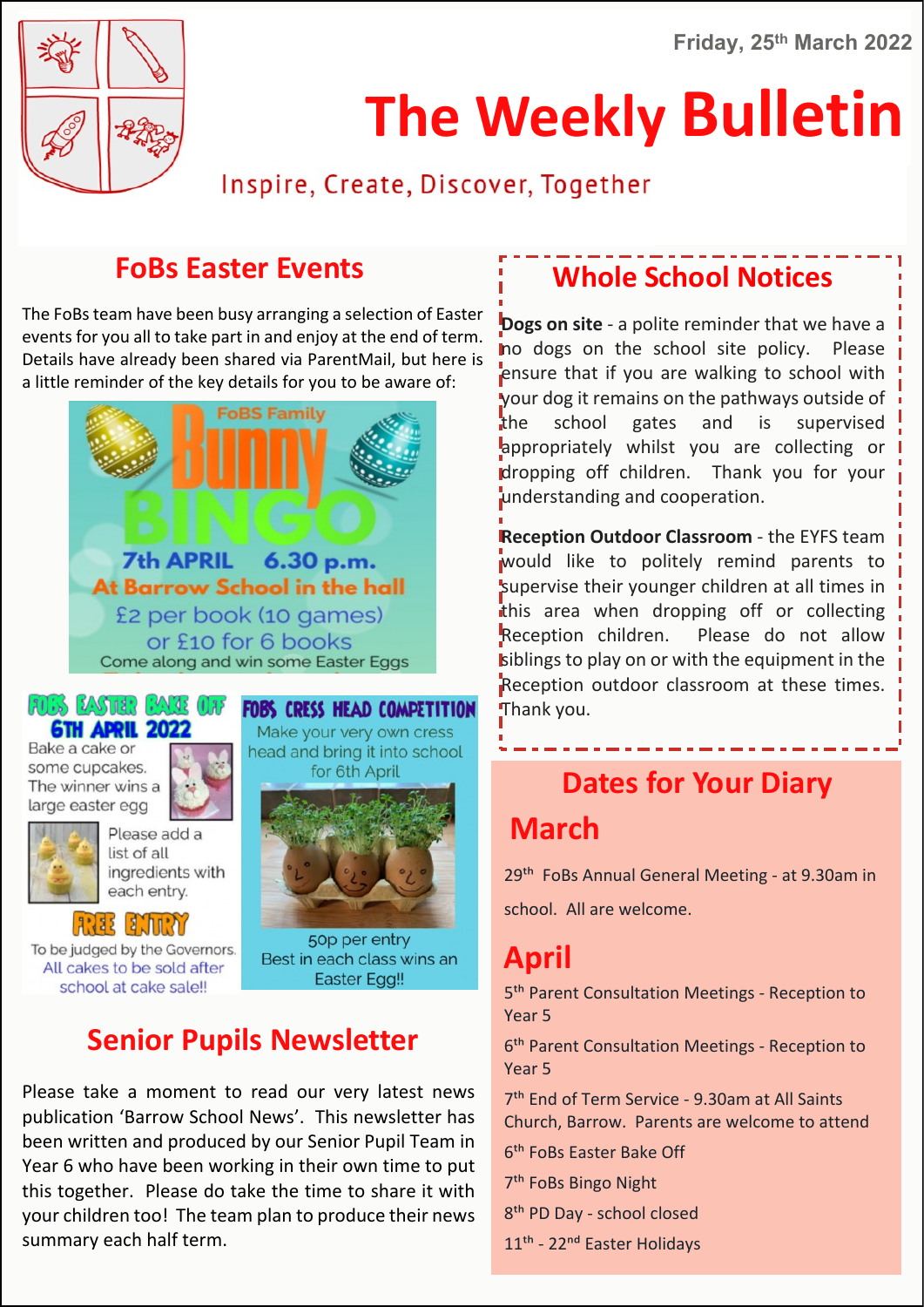Friday, 25th March 2022

# The Weekly Bulletin

Inspire, Create, Discover, Together

## FoBs Easter Events

The FoBs team have been busy arranging a selection of Easter events for you all to take part in and enjoy at the end of term. Details have already been shared via ParentMail, but here is a little reminder of the key details for you to be aware of:

FoBS Family
**Bunny BINGO**
7th APRIL 6.30 p.m.
At Barrow School in the hall
£2 per book (10 games)
or £10 for 6 books
Come along and win some Easter Eggs

**FOBS EASTER BAKE OFF**
**6TH APRIL 2022**
Bake a cake or some cupcakes. The winner wins a large easter egg
Please add a list of all ingredients with each entry.
**FREE ENTRY**
To be judged by the Governors.
All cakes to be sold after school at cake sale!!

**FOBS CRESS HEAD COMPETITION**
Make your very own cress head and bring it into school for 6th April
50p per entry
Best in each class wins an Easter Egg!!

## Senior Pupils Newsletter

Please take a moment to read our very latest news publication 'Barrow School News'. This newsletter has been written and produced by our Senior Pupil Team in Year 6 who have been working in their own time to put this together. Please do take the time to share it with your children too! The team plan to produce their news summary each half term.

## Whole School Notices

**Dogs on site** - a polite reminder that we have a no dogs on the school site policy. Please ensure that if you are walking to school with your dog it remains on the pathways outside of the school gates and is supervised appropriately whilst you are collecting or dropping off children. Thank you for your understanding and cooperation.

**Reception Outdoor Classroom** - the EYFS team would like to politely remind parents to supervise their younger children at all times in this area when dropping off or collecting Reception children. Please do not allow siblings to play on or with the equipment in the Reception outdoor classroom at these times. Thank you.

## Dates for Your Diary

### March

29th FoBs Annual General Meeting - at 9.30am in school. All are welcome.

### April

5th Parent Consultation Meetings - Reception to Year 5

6th Parent Consultation Meetings - Reception to Year 5

7th End of Term Service - 9.30am at All Saints Church, Barrow. Parents are welcome to attend

6th FoBs Easter Bake Off

7th FoBs Bingo Night

8th PD Day - school closed

11th - 22nd Easter Holidays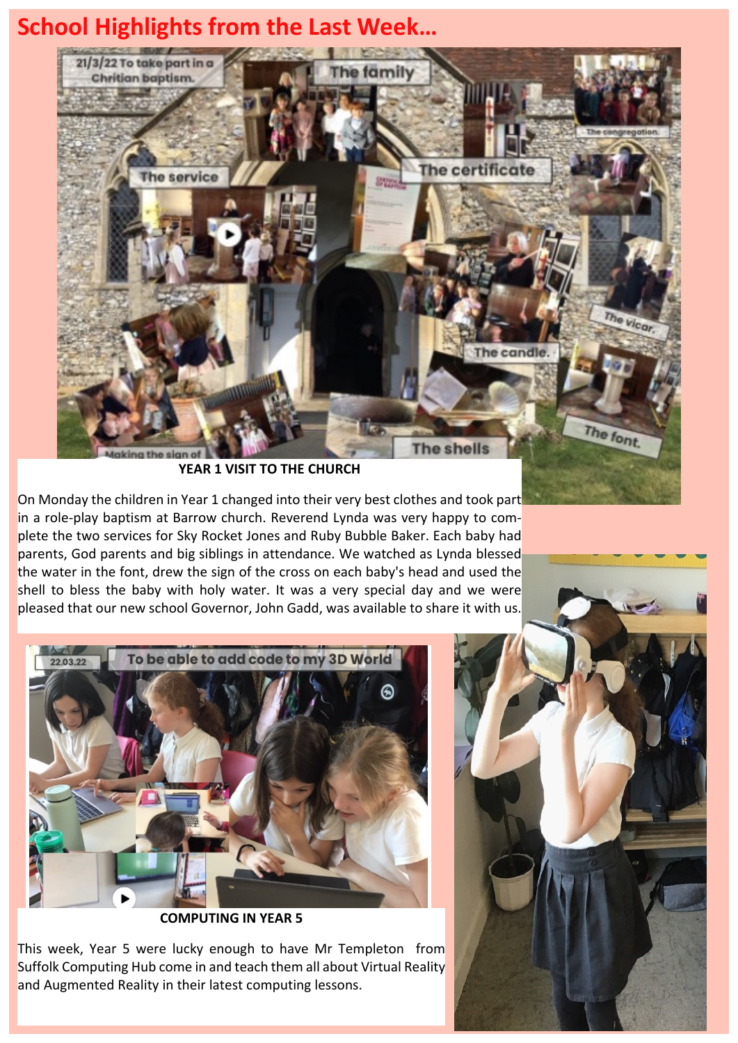# School Highlights from the Last Week...

**YEAR 1 VISIT TO THE CHURCH**

On Monday the children in Year 1 changed into their very best clothes and took part in a role-play baptism at Barrow church. Reverend Lynda was very happy to complete the two services for Sky Rocket Jones and Ruby Bubble Baker. Each baby had parents, God parents and big siblings in attendance. We watched as Lynda blessed the water in the font, drew the sign of the cross on each baby's head and used the shell to bless the baby with holy water. It was a very special day and we were pleased that our new school Governor, John Gadd, was available to share it with us.

**COMPUTING IN YEAR 5**

This week, Year 5 were lucky enough to have Mr Templeton from Suffolk Computing Hub come in and teach them all about Virtual Reality and Augmented Reality in their latest computing lessons.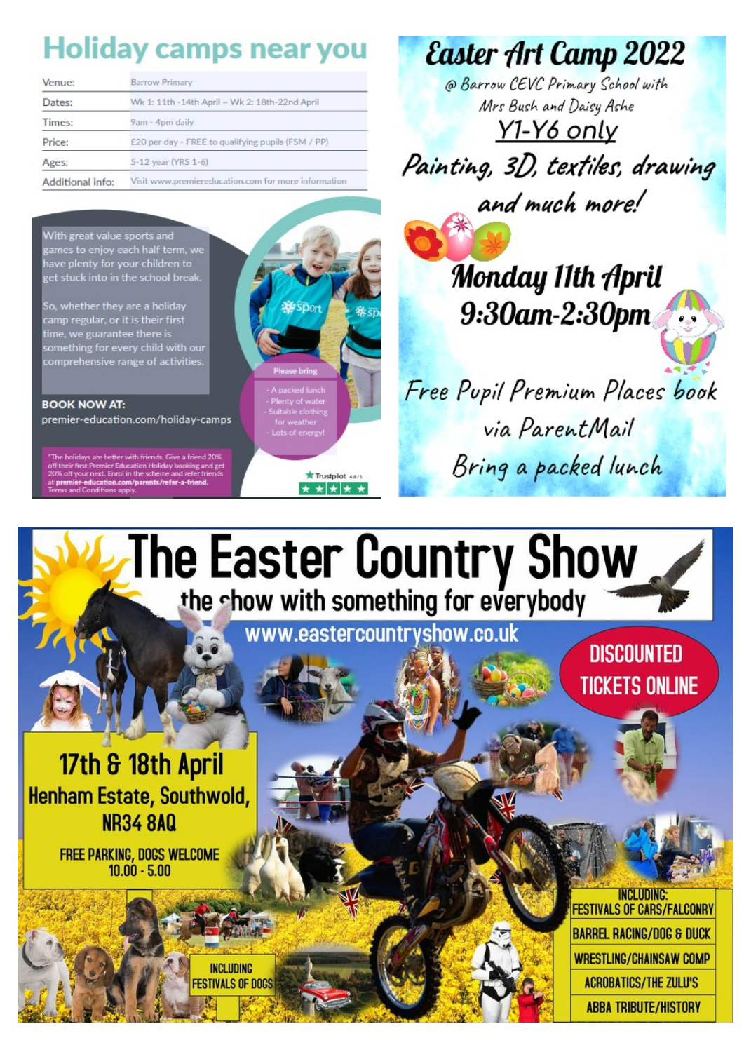# Holiday camps near you

| | |
|---|---|
| Venue: | Barrow Primary |
| Dates: | Wk 1: 11th -14th April – Wk 2: 18th-22nd April |
| Times: | 9am - 4pm daily |
| Price: | £20 per day - FREE to qualifying pupils (FSM / PP) |
| Ages: | 5-12 year (YRS 1-6) |
| Additional info: | Visit www.premiereducation.com for more information |

With great value sports and games to enjoy each half term, we have plenty for your children to get stuck into in the school break.

So, whether they are a holiday camp regular, or it is their first time, we guarantee there is something for every child with our comprehensive range of activities.

**BOOK NOW AT:**
premier-education.com/holiday-camps

**Please bring**

- A packed lunch
- Plenty of water
- Suitable clothing for weather
- Lots of energy!

*The holidays are better with friends. Give a friend 20% off their first Premier Education Holiday booking and get 20% off your next. Enrol in the scheme and refer friends at **premier-education.com/parents/refer-a-friend.** Terms and Conditions apply.

Trustpilot 4.8/5

# Easter Art Camp 2022

@ Barrow CEVC Primary School with Mrs Bush and Daisy Ashe

Y1-Y6 only

Painting, 3D, textiles, drawing and much more!

**Monday 11th April**
**9:30am-2:30pm**

Free Pupil Premium Places book via ParentMail

Bring a packed lunch

# The Easter Country Show

the show with something for everybody

www.eastercountryshow.co.uk

DISCOUNTED TICKETS ONLINE

**17th & 18th April**
**Henham Estate, Southwold, NR34 8AQ**

FREE PARKING, DOGS WELCOME
10.00 - 5.00

INCLUDING FESTIVALS OF DOGS

INCLUDING:
FESTIVALS OF CARS/FALCONRY
BARREL RACING/DOG & DUCK
WRESTLING/CHAINSAW COMP
ACROBATICS/THE ZULU'S
ABBA TRIBUTE/HISTORY